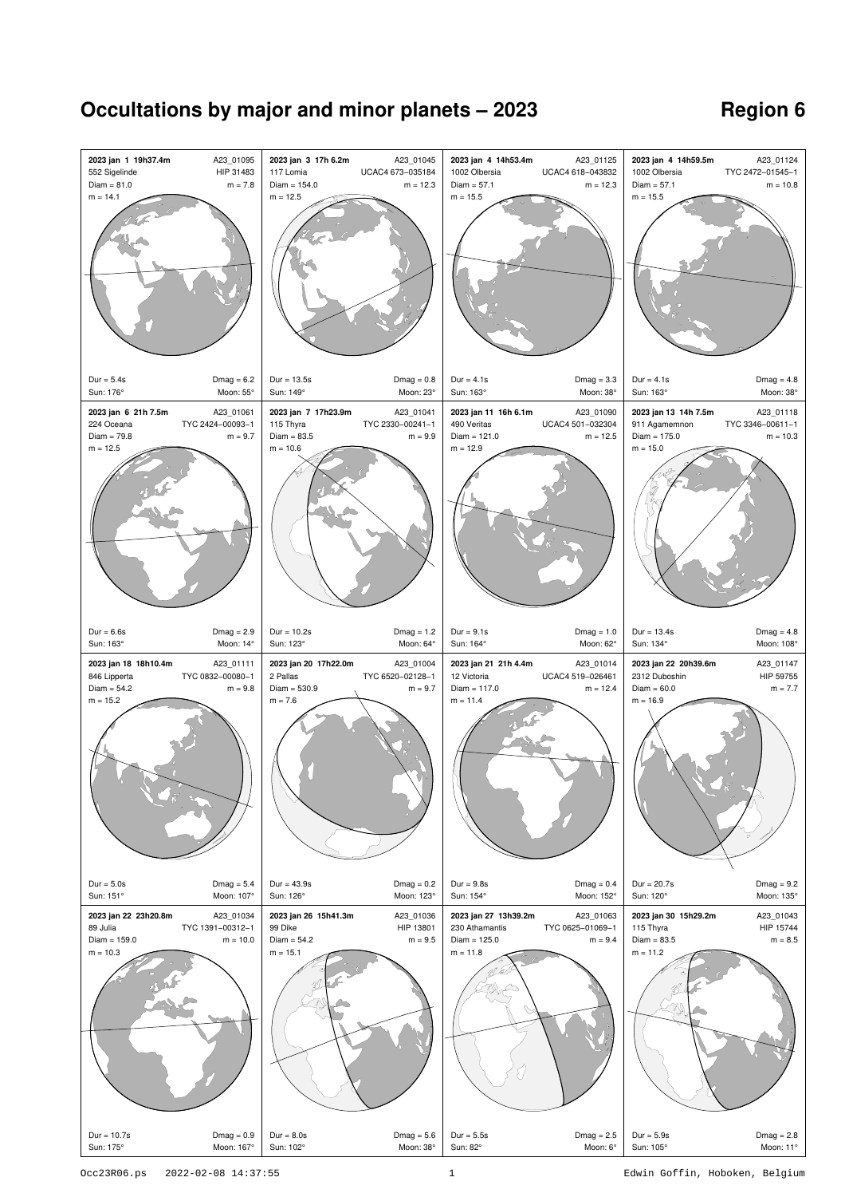# Occultations by major and minor planets – 2023

## Region 6

**2023 jan 1 19h37.4m** A23_01095
552 Sigelinde HIP 31483
Diam = 81.0 m = 7.8
m = 14.1
Dur = 5.4s Dmag = 6.2
Sun: 176° Moon: 55°

**2023 jan 3 17h 6.2m** A23_01045
117 Lomia UCAC4 673–035184
Diam = 154.0 m = 12.3
m = 12.5
Dur = 13.5s Dmag = 0.8
Sun: 149° Moon: 23°

**2023 jan 4 14h53.4m** A23_01125
1002 Olbersia UCAC4 618–043832
Diam = 57.1 m = 12.3
m = 15.5
Dur = 4.1s Dmag = 3.3
Sun: 163° Moon: 38°

**2023 jan 4 14h59.5m** A23_01124
1002 Olbersia TYC 2472–01545–1
Diam = 57.1 m = 10.8
m = 15.5
Dur = 4.1s Dmag = 4.8
Sun: 163° Moon: 38°

**2023 jan 6 21h 7.5m** A23_01061
224 Oceana TYC 2424–00093–1
Diam = 79.8 m = 9.7
m = 12.5
Dur = 6.6s Dmag = 2.9
Sun: 163° Moon: 14°

**2023 jan 7 17h23.9m** A23_01041
115 Thyra TYC 2330–00241–1
Diam = 83.5 m = 9.9
m = 10.6
Dur = 10.2s Dmag = 1.2
Sun: 123° Moon: 64°

**2023 jan 11 16h 6.1m** A23_01090
490 Veritas UCAC4 501–032304
Diam = 121.0 m = 12.5
m = 12.9
Dur = 9.1s Dmag = 1.0
Sun: 164° Moon: 62°

**2023 jan 13 14h 7.5m** A23_01118
911 Agamemnon TYC 3346–00611–1
Diam = 175.0 m = 10.3
m = 15.0
Dur = 13.4s Dmag = 4.8
Sun: 134° Moon: 108°

**2023 jan 18 18h10.4m** A23_01111
846 Lipperta TYC 0832–00080–1
Diam = 54.2 m = 9.8
m = 15.2
Dur = 5.0s Dmag = 5.4
Sun: 151° Moon: 107°

**2023 jan 20 17h22.0m** A23_01004
2 Pallas TYC 6520–02128–1
Diam = 530.9 m = 9.7
m = 7.6
Dur = 43.9s Dmag = 0.2
Sun: 126° Moon: 123°

**2023 jan 21 21h 4.4m** A23_01014
12 Victoria UCAC4 519–026461
Diam = 117.0 m = 12.4
m = 11.4
Dur = 9.8s Dmag = 0.4
Sun: 154° Moon: 152°

**2023 jan 22 20h39.6m** A23_01147
2312 Duboshin HIP 59755
Diam = 60.0 m = 7.7
m = 16.9
Dur = 20.7s Dmag = 9.2
Sun: 120° Moon: 135°

**2023 jan 22 23h20.8m** A23_01034
89 Julia TYC 1391–00312–1
Diam = 159.0 m = 10.0
m = 10.3
Dur = 10.7s Dmag = 0.9
Sun: 175° Moon: 167°

**2023 jan 26 15h41.3m** A23_01036
99 Dike HIP 13801
Diam = 54.2 m = 9.5
m = 15.1
Dur = 8.0s Dmag = 5.6
Sun: 102° Moon: 38°

**2023 jan 27 13h39.2m** A23_01063
230 Athamantis TYC 0625–01069–1
Diam = 125.0 m = 9.4
m = 11.8
Dur = 5.5s Dmag = 2.5
Sun: 82° Moon: 6°

**2023 jan 30 15h29.2m** A23_01043
115 Thyra HIP 15744
Diam = 83.5 m = 8.5
m = 11.2
Dur = 5.9s Dmag = 2.8
Sun: 105° Moon: 11°

Occ23R06.ps 2022-02-08 14:37:55 Edwin Goffin, Hoboken, Belgium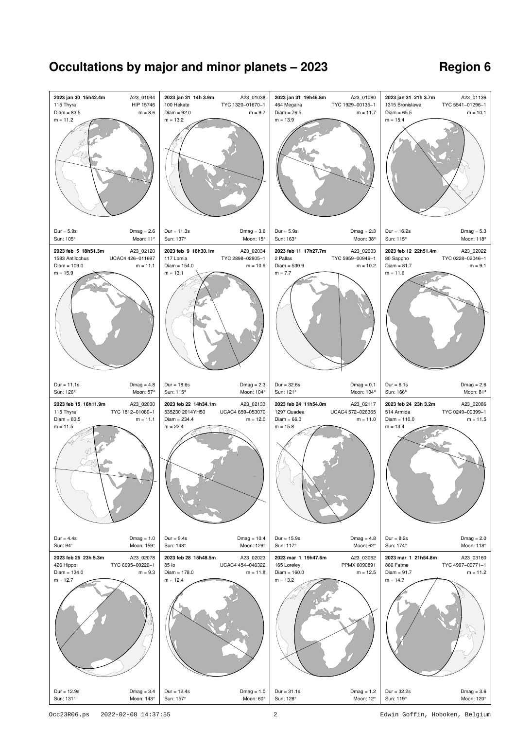# Occultations by major and minor planets – 2023

## Region 6

2023 jan 30 15h42.4m A23_01044
115 Thyra HIP 15746
Diam = 83.5 m = 8.6
m = 11.2
Dur = 5.9s Dmag = 2.6
Sun: 105° Moon: 11°

2023 jan 31 14h 3.9m A23_01038
100 Hekate TYC 1320–01670–1
Diam = 92.0 m = 9.7
m = 13.2
Dur = 11.3s Dmag = 3.6
Sun: 137° Moon: 15°

2023 jan 31 19h46.8m A23_01080
464 Megaira TYC 1929–00135–1
Diam = 76.5 m = 11.7
m = 13.9
Dur = 5.9s Dmag = 2.3
Sun: 163° Moon: 38°

2023 jan 31 21h 3.7m A23_01136
1315 Bronislawa TYC 5541–01296–1
Diam = 65.5 m = 10.1
m = 15.4
Dur = 16.2s Dmag = 5.3
Sun: 115° Moon: 118°

2023 feb 5 18h51.3m A23_02120
1583 Antilochus UCAC4 426–011697
Diam = 109.0 m = 11.1
m = 15.9
Dur = 11.1s Dmag = 4.8
Sun: 126° Moon: 57°

2023 feb 9 16h30.1m A23_02034
117 Lomia TYC 2898–02805–1
Diam = 154.0 m = 10.9
m = 13.1
Dur = 18.6s Dmag = 2.3
Sun: 115° Moon: 104°

2023 feb 11 17h27.7m A23_02003
2 Pallas TYC 5959–00946–1
Diam = 530.9 m = 10.2
m = 7.7
Dur = 32.6s Dmag = 0.1
Sun: 121° Moon: 104°

2023 feb 12 22h51.4m A23_02022
80 Sappho TYC 0228–02046–1
Diam = 81.7 m = 9.1
m = 11.6
Dur = 6.1s Dmag = 2.6
Sun: 166° Moon: 81°

2023 feb 15 16h11.9m A23_02030
115 Thyra TYC 1812–01080–1
Diam = 83.5 m = 11.1
m = 11.5
Dur = 4.4s Dmag = 1.0
Sun: 94° Moon: 159°

2023 feb 22 14h34.1m A23_02133
535230 2014YH50 UCAC4 659–053070
Diam = 234.4 m = 12.0
m = 22.4
Dur = 9.4s Dmag = 10.4
Sun: 148° Moon: 129°

2023 feb 24 11h54.0m A23_02117
1297 Quadea UCAC4 572–026365
Diam = 66.0 m = 11.0
m = 15.8
Dur = 15.9s Dmag = 4.8
Sun: 117° Moon: 62°

2023 feb 24 23h 3.2m A23_02086
514 Armida TYC 0249–00399–1
Diam = 110.0 m = 11.5
m = 13.4
Dur = 8.2s Dmag = 2.0
Sun: 174° Moon: 118°

2023 feb 25 23h 5.3m A23_02078
426 Hippo TYC 6695–00220–1
Diam = 134.0 m = 9.3
m = 12.7
Dur = 12.9s Dmag = 3.4
Sun: 131° Moon: 143°

2023 feb 28 15h48.5m A23_02023
85 Io UCAC4 454–046322
Diam = 178.0 m = 11.8
m = 12.4
Dur = 12.4s Dmag = 1.0
Sun: 157° Moon: 60°

2023 mar 1 19h47.6m A23_03062
165 Loreley PPMX 6090891
Diam = 160.0 m = 12.5
m = 13.2
Dur = 31.1s Dmag = 1.2
Sun: 128° Moon: 12°

2023 mar 1 21h54.8m A23_03160
866 Fatme TYC 4997–00771–1
Diam = 91.7 m = 11.2
m = 14.7
Dur = 32.2s Dmag = 3.6
Sun: 119° Moon: 120°

Occ23R06.ps 2022-02-08 14:37:55 Edwin Goffin, Hoboken, Belgium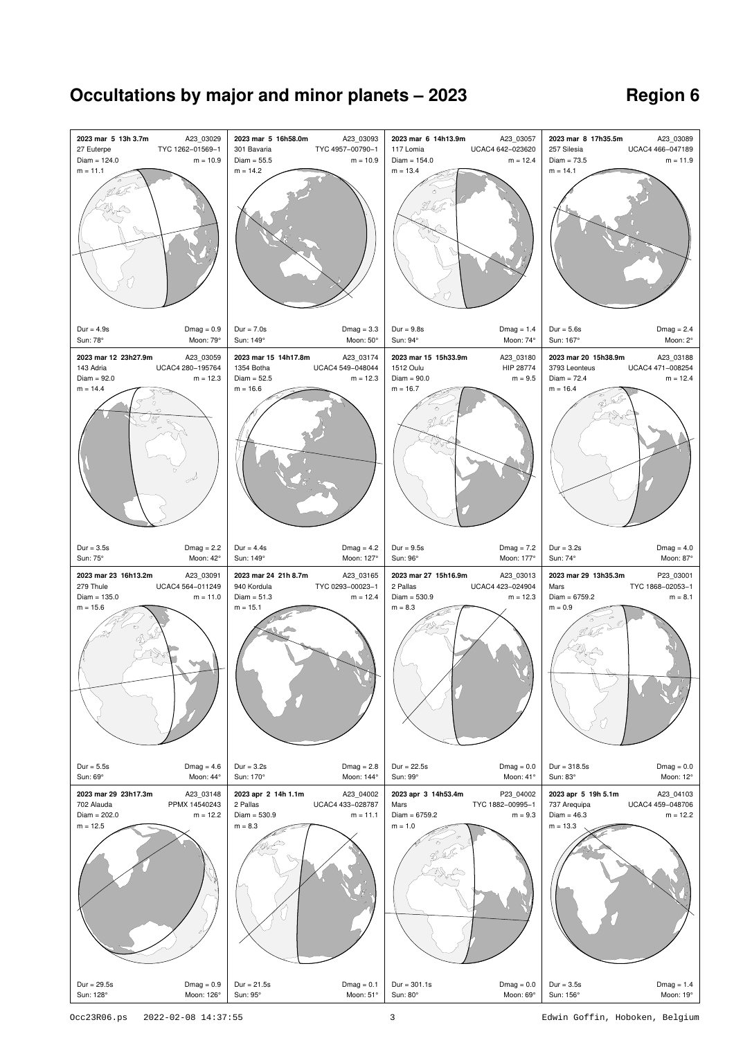# Occultations by major and minor planets – 2023

## Region 6

**2023 mar 5 13h 3.7m** A23_03029
27 Euterpe TYC 1262–01569–1
Diam = 124.0 m = 10.9
m = 11.1
Dur = 4.9s Dmag = 0.9
Sun: 78° Moon: 79°

**2023 mar 5 16h58.0m** A23_03093
301 Bavaria TYC 4957–00790–1
Diam = 55.5 m = 10.9
m = 14.2
Dur = 7.0s Dmag = 3.3
Sun: 149° Moon: 50°

**2023 mar 6 14h13.9m** A23_03057
117 Lomia UCAC4 642–023620
Diam = 154.0 m = 12.4
m = 13.4
Dur = 9.8s Dmag = 1.4
Sun: 94° Moon: 74°

**2023 mar 8 17h35.5m** A23_03089
257 Silesia UCAC4 466–047189
Diam = 73.5 m = 11.9
m = 14.1
Dur = 5.6s Dmag = 2.4
Sun: 167° Moon: 2°

**2023 mar 12 23h27.9m** A23_03059
143 Adria UCAC4 280–195764
Diam = 92.0 m = 12.3
m = 14.4
Dur = 3.5s Dmag = 2.2
Sun: 75° Moon: 42°

**2023 mar 15 14h17.8m** A23_03174
1354 Botha UCAC4 549–048044
Diam = 52.5 m = 12.3
m = 16.6
Dur = 4.4s Dmag = 4.2
Sun: 149° Moon: 127°

**2023 mar 15 15h33.9m** A23_03180
1512 Oulu HIP 28774
Diam = 90.0 m = 9.5
m = 16.7
Dur = 9.5s Dmag = 7.2
Sun: 96° Moon: 177°

**2023 mar 20 15h38.9m** A23_03188
3793 Leonteus UCAC4 471–008254
Diam = 72.4 m = 12.4
m = 16.4
Dur = 3.2s Dmag = 4.0
Sun: 74° Moon: 87°

**2023 mar 23 16h13.2m** A23_03091
279 Thule UCAC4 564–011249
Diam = 135.0 m = 11.0
m = 15.6
Dur = 5.5s Dmag = 4.6
Sun: 69° Moon: 44°

**2023 mar 24 21h 8.7m** A23_03165
940 Kordula TYC 0293–00023–1
Diam = 51.3 m = 12.4
m = 15.1
Dur = 3.2s Dmag = 2.8
Sun: 170° Moon: 144°

**2023 mar 27 15h16.9m** A23_03013
2 Pallas UCAC4 423–024904
Diam = 530.9 m = 12.3
m = 8.3
Dur = 22.5s Dmag = 0.0
Sun: 99° Moon: 41°

**2023 mar 29 13h35.3m** P23_03001
Mars TYC 1868–02053–1
Diam = 6759.2 m = 8.1
m = 0.9
Dur = 318.5s Dmag = 0.0
Sun: 83° Moon: 12°

**2023 mar 29 23h17.3m** A23_03148
702 Alauda PPMX 14540243
Diam = 202.0 m = 12.2
m = 12.5
Dur = 29.5s Dmag = 0.9
Sun: 128° Moon: 126°

**2023 apr 2 14h 1.1m** A23_04002
2 Pallas UCAC4 433–028787
Diam = 530.9 m = 11.1
m = 8.3
Dur = 21.5s Dmag = 0.1
Sun: 95° Moon: 51°

**2023 apr 3 14h53.4m** P23_04002
Mars TYC 1882–00995–1
Diam = 6759.2 m = 9.3
m = 1.0
Dur = 301.1s Dmag = 0.0
Sun: 80° Moon: 69°

**2023 apr 5 19h 5.1m** A23_04103
737 Arequipa UCAC4 459–048706
Diam = 46.3 m = 12.2
m = 13.3
Dur = 3.5s Dmag = 1.4
Sun: 156° Moon: 19°

Occ23R06.ps 2022-02-08 14:37:55 Edwin Goffin, Hoboken, Belgium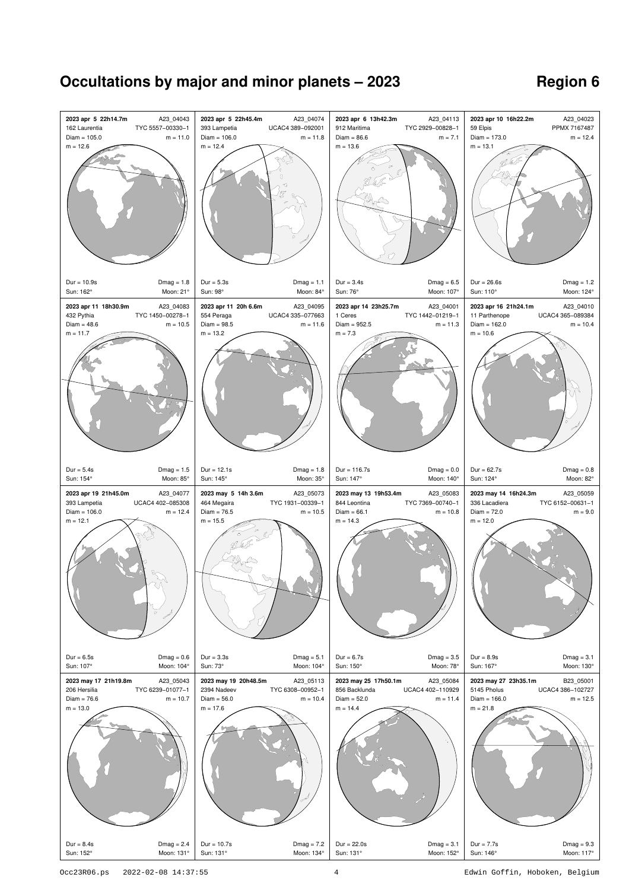# Occultations by major and minor planets – 2023

## Region 6

**2023 apr 5 22h14.7m** A23_04043
162 Laurentia TYC 5557–00330–1
Diam = 105.0 m = 11.0
m = 12.6

Dur = 10.9s Dmag = 1.8
Sun: 162° Moon: 21°

**2023 apr 5 22h45.4m** A23_04074
393 Lampetia UCAC4 389–092001
Diam = 106.0 m = 11.8
m = 12.4

Dur = 5.3s Dmag = 1.1
Sun: 98° Moon: 84°

**2023 apr 6 13h42.3m** A23_04113
912 Maritima TYC 2929–00828–1
Diam = 86.6 m = 7.1
m = 13.6

Dur = 3.4s Dmag = 6.5
Sun: 76° Moon: 107°

**2023 apr 10 16h22.2m** A23_04023
59 Elpis PPMX 7167487
Diam = 173.0 m = 12.4
m = 13.1

Dur = 26.6s Dmag = 1.2
Sun: 110° Moon: 124°

**2023 apr 11 18h30.9m** A23_04083
432 Pythia TYC 1450–00278–1
Diam = 48.6 m = 10.5
m = 11.7

Dur = 5.4s Dmag = 1.5
Sun: 154° Moon: 85°

**2023 apr 11 20h 6.6m** A23_04095
554 Peraga UCAC4 335–077663
Diam = 98.5 m = 11.6
m = 13.2

Dur = 12.1s Dmag = 1.8
Sun: 145° Moon: 35°

**2023 apr 14 23h25.7m** A23_04001
1 Ceres TYC 1442–01219–1
Diam = 952.5 m = 11.3
m = 7.3

Dur = 116.7s Dmag = 0.0
Sun: 147° Moon: 140°

**2023 apr 16 21h24.1m** A23_04010
11 Parthenope UCAC4 365–089384
Diam = 162.0 m = 10.4
m = 10.6

Dur = 62.7s Dmag = 0.8
Sun: 124° Moon: 82°

**2023 apr 19 21h45.0m** A23_04077
393 Lampetia UCAC4 402–085308
Diam = 106.0 m = 12.4
m = 12.1

Dur = 6.5s Dmag = 0.6
Sun: 107° Moon: 104°

**2023 may 5 14h 3.6m** A23_05073
464 Megaira TYC 1931–00339–1
Diam = 76.5 m = 10.5
m = 15.5

Dur = 3.3s Dmag = 5.1
Sun: 73° Moon: 104°

**2023 may 13 19h53.4m** A23_05083
844 Leontina TYC 7369–00740–1
Diam = 66.1 m = 10.8
m = 14.3

Dur = 6.7s Dmag = 3.5
Sun: 150° Moon: 78°

**2023 may 14 16h24.3m** A23_05059
336 Lacadiera TYC 6152–00631–1
Diam = 72.0 m = 9.0
m = 12.0

Dur = 8.9s Dmag = 3.1
Sun: 167° Moon: 130°

**2023 may 17 21h19.8m** A23_05043
206 Hersilia TYC 6239–01077–1
Diam = 76.6 m = 10.7
m = 13.0

Dur = 8.4s Dmag = 2.4
Sun: 152° Moon: 131°

**2023 may 19 20h48.5m** A23_05113
2394 Nadeev TYC 6308–00952–1
Diam = 56.0 m = 10.4
m = 17.6

Dur = 10.7s Dmag = 7.2
Sun: 131° Moon: 134°

**2023 may 25 17h50.1m** A23_05084
856 Backlunda UCAC4 402–110929
Diam = 52.0 m = 11.4
m = 14.4

Dur = 22.0s Dmag = 3.1
Sun: 131° Moon: 152°

**2023 may 27 23h35.1m** B23_05001
5145 Pholus UCAC4 386–102727
Diam = 166.0 m = 12.5
m = 21.8

Dur = 7.7s Dmag = 9.3
Sun: 146° Moon: 117°

Occ23R06.ps 2022-02-08 14:37:55 Edwin Goffin, Hoboken, Belgium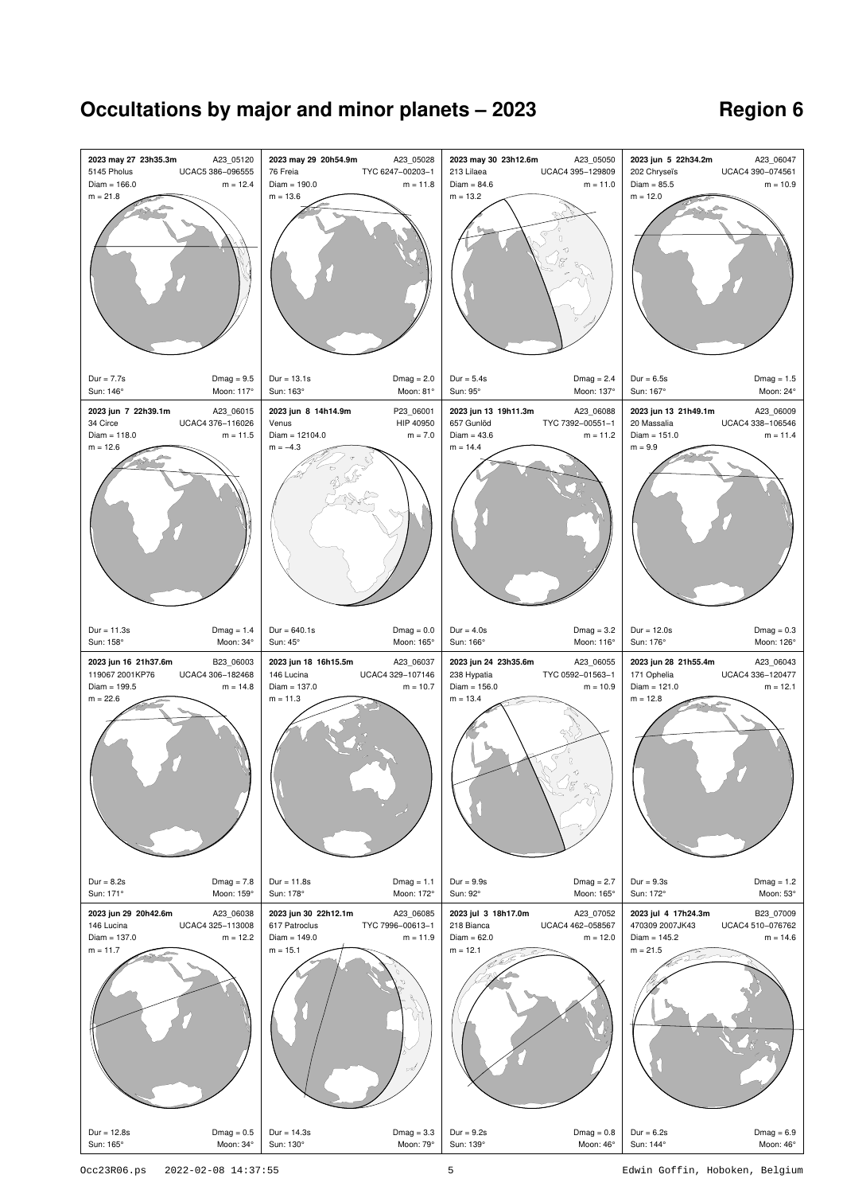# Occultations by major and minor planets – 2023

## Region 6

**2023 may 27 23h35.3m** A23_05120
5145 Pholus UCAC5 386–096555
Diam = 166.0 m = 12.4
m = 21.8
Dur = 7.7s Dmag = 9.5
Sun: 146° Moon: 117°

**2023 may 29 20h54.9m** A23_05028
76 Freia TYC 6247–00203–1
Diam = 190.0 m = 11.8
m = 13.6
Dur = 13.1s Dmag = 2.0
Sun: 163° Moon: 81°

**2023 may 30 23h12.6m** A23_05050
213 Lilaea UCAC4 395–129809
Diam = 84.6 m = 11.0
m = 13.2
Dur = 5.4s Dmag = 2.4
Sun: 95° Moon: 137°

**2023 jun 5 22h34.2m** A23_06047
202 Chryseïs UCAC4 390–074561
Diam = 85.5 m = 10.9
m = 12.0
Dur = 6.5s Dmag = 1.5
Sun: 167° Moon: 24°

**2023 jun 7 22h39.1m** A23_06015
34 Circe UCAC4 376–116026
Diam = 118.0 m = 11.5
m = 12.6
Dur = 11.3s Dmag = 1.4
Sun: 158° Moon: 34°

**2023 jun 8 14h14.9m** P23_06001
Venus HIP 40950
Diam = 12104.0 m = 7.0
m = −4.3
Dur = 640.1s Dmag = 0.0
Sun: 45° Moon: 165°

**2023 jun 13 19h11.3m** A23_06088
657 Gunlöd TYC 7392–00551–1
Diam = 43.6 m = 11.2
m = 14.4
Dur = 4.0s Dmag = 3.2
Sun: 166° Moon: 116°

**2023 jun 13 21h49.1m** A23_06009
20 Massalia UCAC4 338–106546
Diam = 151.0 m = 11.4
m = 9.9
Dur = 12.0s Dmag = 0.3
Sun: 176° Moon: 126°

**2023 jun 16 21h37.6m** B23_06003
119067 2001KP76 UCAC4 306–182468
Diam = 199.5 m = 14.8
m = 22.6
Dur = 8.2s Dmag = 7.8
Sun: 171° Moon: 159°

**2023 jun 18 16h15.5m** A23_06037
146 Lucina UCAC4 329–107146
Diam = 137.0 m = 10.7
m = 11.3
Dur = 11.8s Dmag = 1.1
Sun: 178° Moon: 172°

**2023 jun 24 23h35.6m** A23_06055
238 Hypatia TYC 0592–01563–1
Diam = 156.0 m = 10.9
m = 13.4
Dur = 9.9s Dmag = 2.7
Sun: 92° Moon: 165°

**2023 jun 28 21h55.4m** A23_06043
171 Ophelia UCAC4 336–120477
Diam = 121.0 m = 12.1
m = 12.8
Dur = 9.3s Dmag = 1.2
Sun: 172° Moon: 53°

**2023 jun 29 20h42.6m** A23_06038
146 Lucina UCAC4 325–113008
Diam = 137.0 m = 12.2
m = 11.7
Dur = 12.8s Dmag = 0.5
Sun: 165° Moon: 34°

**2023 jun 30 22h12.1m** A23_06085
617 Patroclus TYC 7996–00613–1
Diam = 149.0 m = 11.9
m = 15.1
Dur = 14.3s Dmag = 3.3
Sun: 130° Moon: 79°

**2023 jul 3 18h17.0m** A23_07052
218 Bianca UCAC4 462–058567
Diam = 62.0 m = 12.0
m = 12.1
Dur = 9.2s Dmag = 0.8
Sun: 139° Moon: 46°

**2023 jul 4 17h24.3m** B23_07009
470309 2007JK43 UCAC4 510–076762
Diam = 145.2 m = 14.6
m = 21.5
Dur = 6.2s Dmag = 6.9
Sun: 144° Moon: 46°

Occ23R06.ps 2022-02-08 14:37:55 Edwin Goffin, Hoboken, Belgium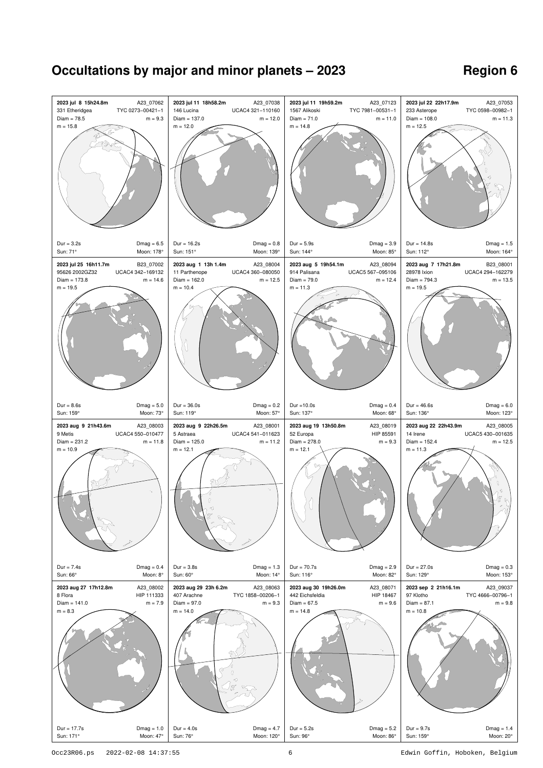# Occultations by major and minor planets – 2023 — Region 6

2023 jul 8 15h24.8m — A23_07062
331 Etheridgea — TYC 0273–00421–1
Diam = 78.5 — m = 9.3
m = 15.8
Dur = 3.2s — Dmag = 6.5
Sun: 71° — Moon: 178°

2023 jul 11 18h58.2m — A23_07038
146 Lucina — UCAC4 321–110160
Diam = 137.0 — m = 12.0
m = 12.0
Dur = 16.2s — Dmag = 0.8
Sun: 151° — Moon: 139°

2023 jul 11 19h59.2m — A23_07123
1567 Alikoski — TYC 7981–00531–1
Diam = 71.0 — m = 11.0
m = 14.8
Dur = 5.9s — Dmag = 3.9
Sun: 144° — Moon: 85°

2023 jul 22 22h17.9m — A23_07053
233 Asterope — TYC 0598–00982–1
Diam = 108.0 — m = 11.3
m = 12.5
Dur = 14.8s — Dmag = 1.5
Sun: 112° — Moon: 164°

2023 jul 25 16h11.7m — B23_07002
95626 2002GZ32 — UCAC4 342–169132
Diam = 173.8 — m = 14.6
m = 19.5
Dur = 8.6s — Dmag = 5.0
Sun: 159° — Moon: 73°

2023 aug 1 13h 1.4m — A23_08004
11 Parthenope — UCAC4 360–080050
Diam = 162.0 — m = 12.5
m = 10.4
Dur = 36.0s — Dmag = 0.2
Sun: 119° — Moon: 57°

2023 aug 5 19h54.1m — A23_08094
914 Palisana — UCAC5 567–095106
Diam = 79.0 — m = 12.4
m = 11.3
Dur =10.0s — Dmag = 0.4
Sun: 137° — Moon: 68°

2023 aug 7 17h21.8m — B23_08001
28978 Ixion — UCAC4 294–162279
Diam = 794.3 — m = 13.5
m = 19.5
Dur = 46.6s — Dmag = 6.0
Sun: 136° — Moon: 123°

2023 aug 9 21h43.6m — A23_08003
9 Metis — UCAC4 550–010477
Diam = 231.2 — m = 11.8
m = 10.9
Dur = 7.4s — Dmag = 0.4
Sun: 66° — Moon: 8°

2023 aug 9 22h26.5m — A23_08001
5 Astraea — UCAC4 541–011623
Diam = 125.0 — m = 11.2
m = 12.1
Dur = 3.8s — Dmag = 1.3
Sun: 60° — Moon: 14°

2023 aug 19 13h50.8m — A23_08019
52 Europa — HIP 85591
Diam = 278.0 — m = 9.3
m = 12.1
Dur = 70.7s — Dmag = 2.9
Sun: 116° — Moon: 82°

2023 aug 22 22h43.9m — A23_08005
14 Irene — UCAC5 430–001635
Diam = 152.4 — m = 12.5
m = 11.3
Dur = 27.0s — Dmag = 0.3
Sun: 129° — Moon: 153°

2023 aug 27 17h12.8m — A23_08002
8 Flora — HIP 111333
Diam = 141.0 — m = 7.9
m = 8.3
Dur = 17.7s — Dmag = 1.0
Sun: 171° — Moon: 47°

2023 aug 29 23h 6.2m — A23_08063
407 Arachne — TYC 1858–00206–1
Diam = 97.0 — m = 9.3
m = 14.0
Dur = 4.0s — Dmag = 4.7
Sun: 76° — Moon: 120°

2023 aug 30 19h26.0m — A23_08071
442 Eichsfeldia — HIP 18467
Diam = 67.5 — m = 9.6
m = 14.8
Dur = 5.2s — Dmag = 5.2
Sun: 96° — Moon: 86°

2023 sep 2 21h16.1m — A23_09037
97 Klotho — TYC 4666–00796–1
Diam = 87.1 — m = 9.8
m = 10.8
Dur = 9.7s — Dmag = 1.4
Sun: 159° — Moon: 20°

Occ23R06.ps 2022-02-08 14:37:55 — Edwin Goffin, Hoboken, Belgium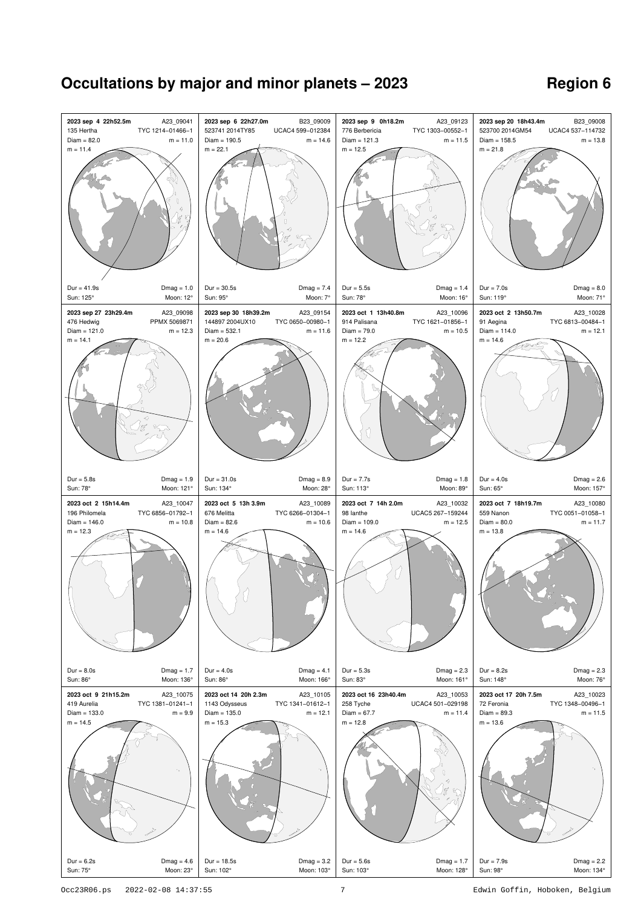# Occultations by major and minor planets – 2023

## Region 6

2023 sep 4 22h52.5m A23_09041
135 Hertha TYC 1214–01466–1
Diam = 82.0 m = 11.0
m = 11.4
Dur = 41.9s Dmag = 1.0
Sun: 125° Moon: 12°

2023 sep 6 22h27.0m B23_09009
523741 2014TY85 UCAC4 599–012384
Diam = 190.5 m = 14.6
m = 22.1
Dur = 30.5s Dmag = 7.4
Sun: 95° Moon: 7°

2023 sep 9 0h18.2m A23_09123
776 Berbericia TYC 1303–00552–1
Diam = 121.3 m = 11.5
m = 12.5
Dur = 5.5s Dmag = 1.4
Sun: 78° Moon: 16°

2023 sep 20 18h43.4m B23_09008
523700 2014GM54 UCAC4 537–114732
Diam = 158.5 m = 13.8
m = 21.8
Dur = 7.0s Dmag = 8.0
Sun: 119° Moon: 71°

2023 sep 27 23h29.4m A23_09098
476 Hedwig PPMX 5069871
Diam = 121.0 m = 12.3
m = 14.1
Dur = 5.8s Dmag = 1.9
Sun: 78° Moon: 121°

2023 sep 30 18h39.2m A23_09154
144897 2004UX10 TYC 0650–00980–1
Diam = 532.1 m = 11.6
m = 20.6
Dur = 31.0s Dmag = 8.9
Sun: 134° Moon: 28°

2023 oct 1 13h40.8m A23_10096
914 Palisana TYC 1621–01856–1
Diam = 79.0 m = 10.5
m = 12.2
Dur = 7.7s Dmag = 1.8
Sun: 113° Moon: 89°

2023 oct 2 13h50.7m A23_10028
91 Aegina TYC 6813–00484–1
Diam = 114.0 m = 12.1
m = 14.6
Dur = 4.0s Dmag = 2.6
Sun: 65° Moon: 157°

2023 oct 2 15h14.4m A23_10047
196 Philomela TYC 6856–01792–1
Diam = 146.0 m = 10.8
m = 12.3
Dur = 8.0s Dmag = 1.7
Sun: 86° Moon: 136°

2023 oct 5 13h 3.9m A23_10089
676 Melitta TYC 6266–01304–1
Diam = 82.6 m = 10.6
m = 14.6
Dur = 4.0s Dmag = 4.1
Sun: 86° Moon: 166°

2023 oct 7 14h 2.0m A23_10032
98 Ianthe UCAC5 267–159244
Diam = 109.0 m = 12.5
m = 14.6
Dur = 5.3s Dmag = 2.3
Sun: 83° Moon: 161°

2023 oct 7 18h19.7m A23_10080
559 Nanon TYC 0051–01058–1
Diam = 80.0 m = 11.7
m = 13.8
Dur = 8.2s Dmag = 2.3
Sun: 148° Moon: 76°

2023 oct 9 21h15.2m A23_10075
419 Aurelia TYC 1381–01241–1
Diam = 133.0 m = 9.9
m = 14.5
Dur = 6.2s Dmag = 4.6
Sun: 75° Moon: 23°

2023 oct 14 20h 2.3m A23_10105
1143 Odysseus TYC 1341–01612–1
Diam = 135.0 m = 12.1
m = 15.3
Dur = 18.5s Dmag = 3.2
Sun: 102° Moon: 103°

2023 oct 16 23h40.4m A23_10053
258 Tyche UCAC4 501–029198
Diam = 67.7 m = 11.4
m = 12.8
Dur = 5.6s Dmag = 1.7
Sun: 103° Moon: 128°

2023 oct 17 20h 7.5m A23_10023
72 Feronia TYC 1348–00496–1
Diam = 89.3 m = 11.5
m = 13.6
Dur = 7.9s Dmag = 2.2
Sun: 98° Moon: 134°

Occ23R06.ps 2022-02-08 14:37:55 Edwin Goffin, Hoboken, Belgium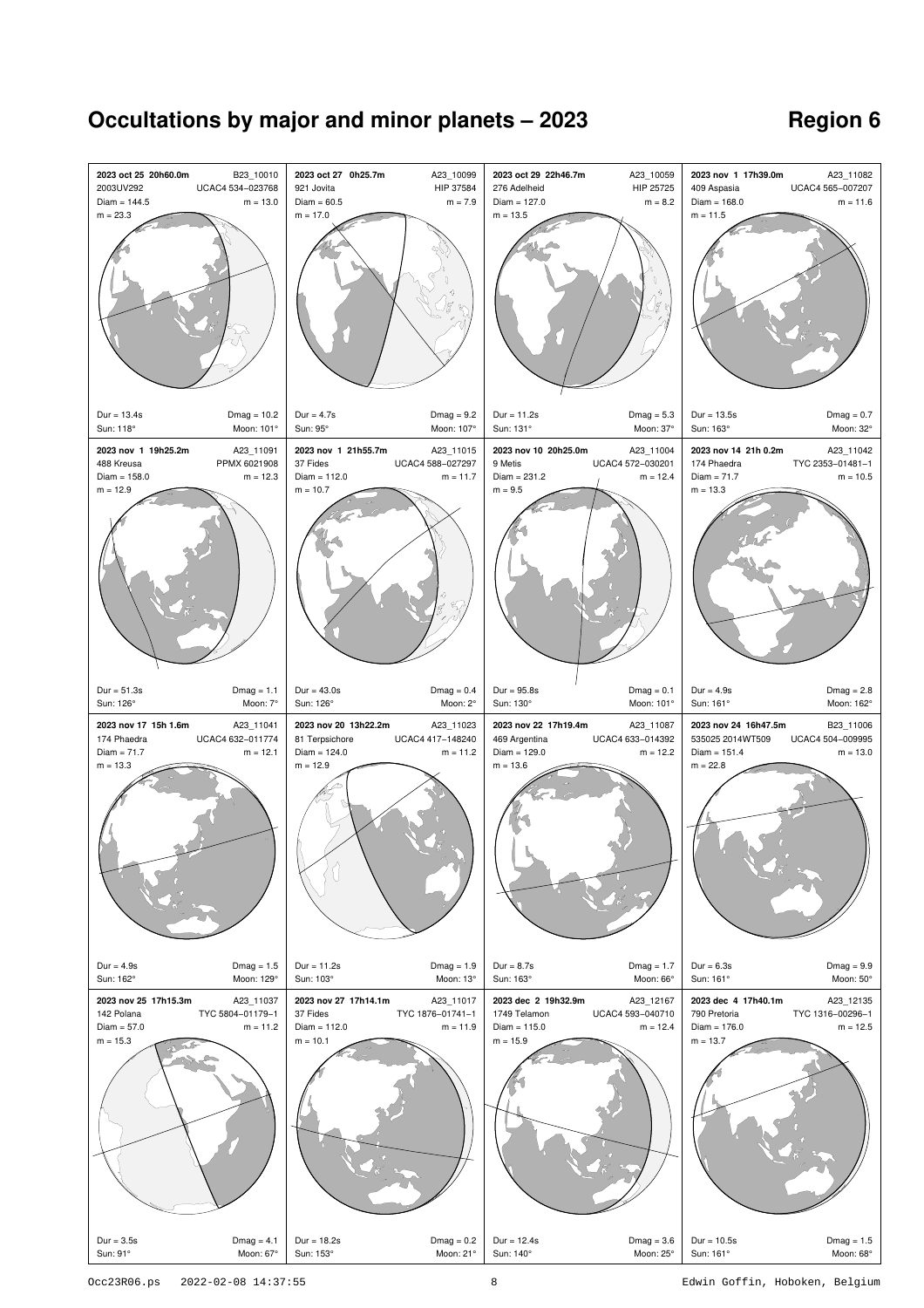# Occultations by major and minor planets – 2023

## Region 6

2023 oct 25 20h60.0m B23_10010
2003UV292 UCAC4 534–023768
Diam = 144.5 m = 13.0
m = 23.3

Dur = 13.4s Dmag = 10.2
Sun: 118° Moon: 101°

2023 oct 27 0h25.7m A23_10099
921 Jovita HIP 37584
Diam = 60.5 m = 7.9
m = 17.0

Dur = 4.7s Dmag = 9.2
Sun: 95° Moon: 107°

2023 oct 29 22h46.7m A23_10059
276 Adelheid HIP 25725
Diam = 127.0 m = 8.2
m = 13.5

Dur = 11.2s Dmag = 5.3
Sun: 131° Moon: 37°

2023 nov 1 17h39.0m A23_11082
409 Aspasia UCAC4 565–007207
Diam = 168.0 m = 11.6
m = 11.5

Dur = 13.5s Dmag = 0.7
Sun: 163° Moon: 32°

2023 nov 1 19h25.2m A23_11091
488 Kreusa PPMX 6021908
Diam = 158.0 m = 12.3
m = 12.9

Dur = 51.3s Dmag = 1.1
Sun: 126° Moon: 7°

2023 nov 1 21h55.7m A23_11015
37 Fides UCAC4 588–027297
Diam = 112.0 m = 11.7
m = 10.7

Dur = 43.0s Dmag = 0.4
Sun: 126° Moon: 2°

2023 nov 10 20h25.0m A23_11004
9 Metis UCAC4 572–030201
Diam = 231.2 m = 12.4
m = 9.5

Dur = 95.8s Dmag = 0.1
Sun: 130° Moon: 101°

2023 nov 14 21h 0.2m A23_11042
174 Phaedra TYC 2353–01481–1
Diam = 71.7 m = 10.5
m = 13.3

Dur = 4.9s Dmag = 2.8
Sun: 161° Moon: 162°

2023 nov 17 15h 1.6m A23_11041
174 Phaedra UCAC4 632–011774
Diam = 71.7 m = 12.1
m = 13.3

Dur = 4.9s Dmag = 1.5
Sun: 162° Moon: 129°

2023 nov 20 13h22.2m A23_11023
81 Terpsichore UCAC4 417–148240
Diam = 124.0 m = 11.2
m = 12.9

Dur = 11.2s Dmag = 1.9
Sun: 103° Moon: 13°

2023 nov 22 17h19.4m A23_11087
469 Argentina UCAC4 633–014392
Diam = 129.0 m = 12.2
m = 13.6

Dur = 8.7s Dmag = 1.7
Sun: 163° Moon: 66°

2023 nov 24 16h47.5m B23_11006
535025 2014WT509 UCAC4 504–009995
Diam = 151.4 m = 13.0
m = 22.8

Dur = 6.3s Dmag = 9.9
Sun: 161° Moon: 50°

2023 nov 25 17h15.3m A23_11037
142 Polana TYC 5804–01179–1
Diam = 57.0 m = 11.2
m = 15.3

Dur = 3.5s Dmag = 4.1
Sun: 91° Moon: 67°

2023 nov 27 17h14.1m A23_11017
37 Fides TYC 1876–01741–1
Diam = 112.0 m = 11.9
m = 10.1

Dur = 18.2s Dmag = 0.2
Sun: 153° Moon: 21°

2023 dec 2 19h32.9m A23_12167
1749 Telamon UCAC4 593–040710
Diam = 115.0 m = 12.4
m = 15.9

Dur = 12.4s Dmag = 3.6
Sun: 140° Moon: 25°

2023 dec 4 17h40.1m A23_12135
790 Pretoria TYC 1316–00296–1
Diam = 176.0 m = 12.5
m = 13.7

Dur = 10.5s Dmag = 1.5
Sun: 161° Moon: 68°

Occ23R06.ps 2022-02-08 14:37:55 Edwin Goffin, Hoboken, Belgium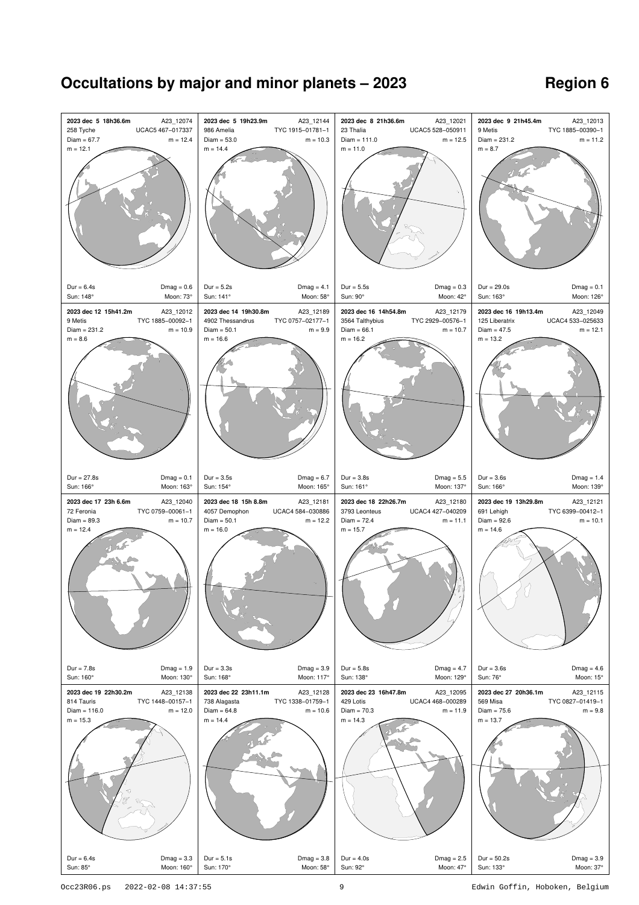# Occultations by major and minor planets – 2023

## Region 6

**2023 dec 5 18h36.6m** A23_12074
258 Tyche UCAC5 467–017337
Diam = 67.7 m = 12.4
m = 12.1

Dur = 6.4s Dmag = 0.6
Sun: 148° Moon: 73°

**2023 dec 5 19h23.9m** A23_12144
986 Amelia TYC 1915–01781–1
Diam = 53.0 m = 10.3
m = 14.4

Dur = 5.2s Dmag = 4.1
Sun: 141° Moon: 58°

**2023 dec 8 21h36.6m** A23_12021
23 Thalia UCAC5 528–050911
Diam = 111.0 m = 12.5
m = 11.0

Dur = 5.5s Dmag = 0.3
Sun: 90° Moon: 42°

**2023 dec 9 21h45.4m** A23_12013
9 Metis TYC 1885–00390–1
Diam = 231.2 m = 11.2
m = 8.7

Dur = 29.0s Dmag = 0.1
Sun: 163° Moon: 126°

**2023 dec 12 15h41.2m** A23_12012
9 Metis TYC 1885–00092–1
Diam = 231.2 m = 10.9
m = 8.6

Dur = 27.8s Dmag = 0.1
Sun: 166° Moon: 163°

**2023 dec 14 19h30.8m** A23_12189
4902 Thessandrus TYC 0757–02177–1
Diam = 50.1 m = 9.9
m = 16.6

Dur = 3.5s Dmag = 6.7
Sun: 154° Moon: 165°

**2023 dec 16 14h54.8m** A23_12179
3564 Talthybius TYC 2929–00576–1
Diam = 66.1 m = 10.7
m = 16.2

Dur = 3.8s Dmag = 5.5
Sun: 161° Moon: 137°

**2023 dec 16 19h13.4m** A23_12049
125 Liberatrix UCAC4 533–025633
Diam = 47.5 m = 12.1
m = 13.2

Dur = 3.6s Dmag = 1.4
Sun: 166° Moon: 139°

**2023 dec 17 23h 6.6m** A23_12040
72 Feronia TYC 0759–00061–1
Diam = 89.3 m = 10.7
m = 12.4

Dur = 7.8s Dmag = 1.9
Sun: 160° Moon: 130°

**2023 dec 18 15h 8.8m** A23_12181
4057 Demophon UCAC4 584–030886
Diam = 50.1 m = 12.2
m = 16.0

Dur = 3.3s Dmag = 3.9
Sun: 168° Moon: 117°

**2023 dec 18 22h26.7m** A23_12180
3793 Leonteus UCAC4 427–040209
Diam = 72.4 m = 11.1
m = 15.7

Dur = 5.8s Dmag = 4.7
Sun: 138° Moon: 129°

**2023 dec 19 13h29.8m** A23_12121
691 Lehigh TYC 6399–00412–1
Diam = 92.6 m = 10.1
m = 14.6

Dur = 3.6s Dmag = 4.6
Sun: 76° Moon: 15°

**2023 dec 19 22h30.2m** A23_12138
814 Tauris TYC 1448–00157–1
Diam = 116.0 m = 12.0
m = 15.3

Dur = 6.4s Dmag = 3.3
Sun: 85° Moon: 160°

**2023 dec 22 23h11.1m** A23_12128
738 Alagasta TYC 1338–01759–1
Diam = 64.8 m = 10.6
m = 14.4

Dur = 5.1s Dmag = 3.8
Sun: 170° Moon: 58°

**2023 dec 23 16h47.8m** A23_12095
429 Lotis UCAC4 468–000289
Diam = 70.3 m = 11.9
m = 14.3

Dur = 4.0s Dmag = 2.5
Sun: 92° Moon: 47°

**2023 dec 27 20h36.1m** A23_12115
569 Misa TYC 0827–01419–1
Diam = 75.6 m = 9.8
m = 13.7

Dur = 50.2s Dmag = 3.9
Sun: 133° Moon: 37°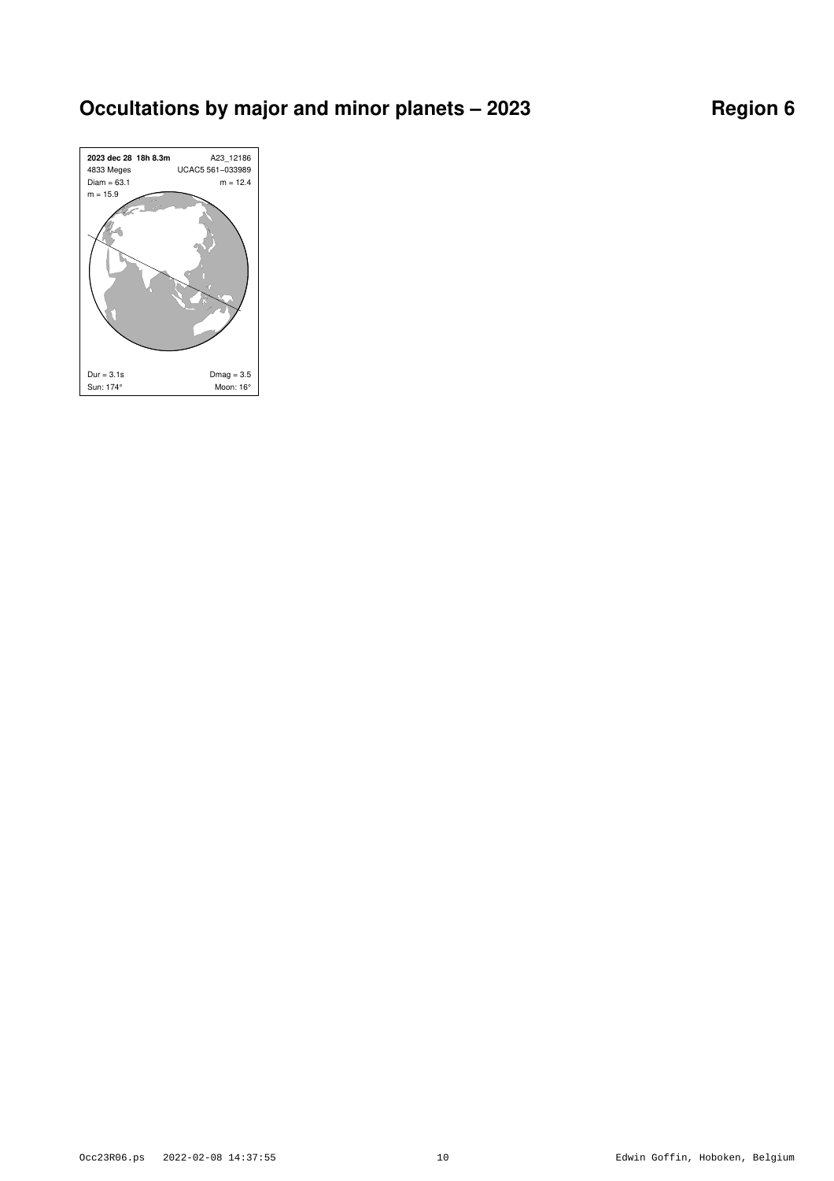# Occultations by major and minor planets – 2023

# Region 6

**2023 dec 28 18h 8.3m**

A23_12186

4833 Meges

UCAC5 561−033989

Diam = 63.1

m = 12.4

m = 15.9

Dur = 3.1s

Dmag = 3.5

Sun: 174°

Moon: 16°